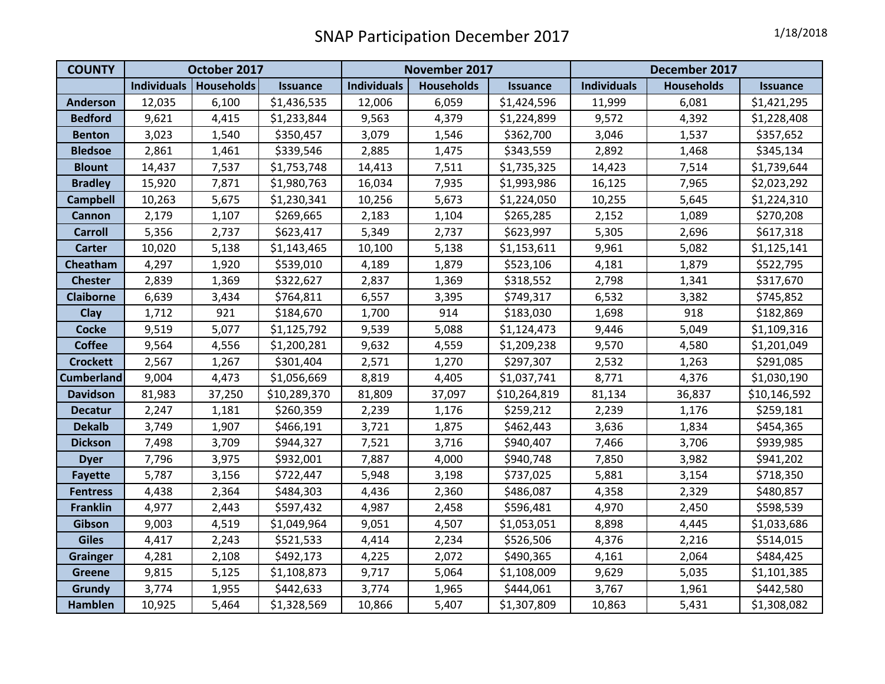# SNAP Participation December 2017

1/18/2018

| COUNTY | October 2017 | | | November 2017 | | | December 2017 | | |
|---|---|---|---|---|---|---|---|---|---|
| | Individuals | Households | Issuance | Individuals | Households | Issuance | Individuals | Households | Issuance |
| Anderson | 12,035 | 6,100 | $1,436,535 | 12,006 | 6,059 | $1,424,596 | 11,999 | 6,081 | $1,421,295 |
| Bedford | 9,621 | 4,415 | $1,233,844 | 9,563 | 4,379 | $1,224,899 | 9,572 | 4,392 | $1,228,408 |
| Benton | 3,023 | 1,540 | $350,457 | 3,079 | 1,546 | $362,700 | 3,046 | 1,537 | $357,652 |
| Bledsoe | 2,861 | 1,461 | $339,546 | 2,885 | 1,475 | $343,559 | 2,892 | 1,468 | $345,134 |
| Blount | 14,437 | 7,537 | $1,753,748 | 14,413 | 7,511 | $1,735,325 | 14,423 | 7,514 | $1,739,644 |
| Bradley | 15,920 | 7,871 | $1,980,763 | 16,034 | 7,935 | $1,993,986 | 16,125 | 7,965 | $2,023,292 |
| Campbell | 10,263 | 5,675 | $1,230,341 | 10,256 | 5,673 | $1,224,050 | 10,255 | 5,645 | $1,224,310 |
| Cannon | 2,179 | 1,107 | $269,665 | 2,183 | 1,104 | $265,285 | 2,152 | 1,089 | $270,208 |
| Carroll | 5,356 | 2,737 | $623,417 | 5,349 | 2,737 | $623,997 | 5,305 | 2,696 | $617,318 |
| Carter | 10,020 | 5,138 | $1,143,465 | 10,100 | 5,138 | $1,153,611 | 9,961 | 5,082 | $1,125,141 |
| Cheatham | 4,297 | 1,920 | $539,010 | 4,189 | 1,879 | $523,106 | 4,181 | 1,879 | $522,795 |
| Chester | 2,839 | 1,369 | $322,627 | 2,837 | 1,369 | $318,552 | 2,798 | 1,341 | $317,670 |
| Claiborne | 6,639 | 3,434 | $764,811 | 6,557 | 3,395 | $749,317 | 6,532 | 3,382 | $745,852 |
| Clay | 1,712 | 921 | $184,670 | 1,700 | 914 | $183,030 | 1,698 | 918 | $182,869 |
| Cocke | 9,519 | 5,077 | $1,125,792 | 9,539 | 5,088 | $1,124,473 | 9,446 | 5,049 | $1,109,316 |
| Coffee | 9,564 | 4,556 | $1,200,281 | 9,632 | 4,559 | $1,209,238 | 9,570 | 4,580 | $1,201,049 |
| Crockett | 2,567 | 1,267 | $301,404 | 2,571 | 1,270 | $297,307 | 2,532 | 1,263 | $291,085 |
| Cumberland | 9,004 | 4,473 | $1,056,669 | 8,819 | 4,405 | $1,037,741 | 8,771 | 4,376 | $1,030,190 |
| Davidson | 81,983 | 37,250 | $10,289,370 | 81,809 | 37,097 | $10,264,819 | 81,134 | 36,837 | $10,146,592 |
| Decatur | 2,247 | 1,181 | $260,359 | 2,239 | 1,176 | $259,212 | 2,239 | 1,176 | $259,181 |
| Dekalb | 3,749 | 1,907 | $466,191 | 3,721 | 1,875 | $462,443 | 3,636 | 1,834 | $454,365 |
| Dickson | 7,498 | 3,709 | $944,327 | 7,521 | 3,716 | $940,407 | 7,466 | 3,706 | $939,985 |
| Dyer | 7,796 | 3,975 | $932,001 | 7,887 | 4,000 | $940,748 | 7,850 | 3,982 | $941,202 |
| Fayette | 5,787 | 3,156 | $722,447 | 5,948 | 3,198 | $737,025 | 5,881 | 3,154 | $718,350 |
| Fentress | 4,438 | 2,364 | $484,303 | 4,436 | 2,360 | $486,087 | 4,358 | 2,329 | $480,857 |
| Franklin | 4,977 | 2,443 | $597,432 | 4,987 | 2,458 | $596,481 | 4,970 | 2,450 | $598,539 |
| Gibson | 9,003 | 4,519 | $1,049,964 | 9,051 | 4,507 | $1,053,051 | 8,898 | 4,445 | $1,033,686 |
| Giles | 4,417 | 2,243 | $521,533 | 4,414 | 2,234 | $526,506 | 4,376 | 2,216 | $514,015 |
| Grainger | 4,281 | 2,108 | $492,173 | 4,225 | 2,072 | $490,365 | 4,161 | 2,064 | $484,425 |
| Greene | 9,815 | 5,125 | $1,108,873 | 9,717 | 5,064 | $1,108,009 | 9,629 | 5,035 | $1,101,385 |
| Grundy | 3,774 | 1,955 | $442,633 | 3,774 | 1,965 | $444,061 | 3,767 | 1,961 | $442,580 |
| Hamblen | 10,925 | 5,464 | $1,328,569 | 10,866 | 5,407 | $1,307,809 | 10,863 | 5,431 | $1,308,082 |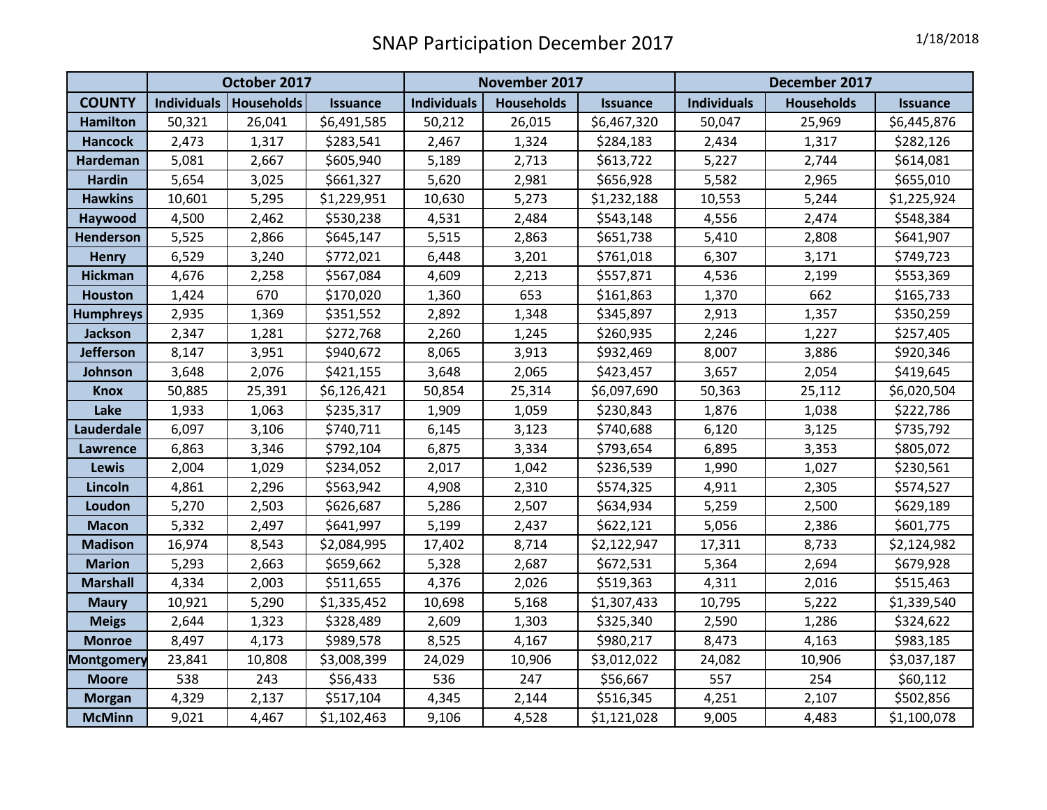# SNAP Participation December 2017

1/18/2018

| | October 2017 | | | November 2017 | | | December 2017 | | |
|---|---|---|---|---|---|---|---|---|---|
| COUNTY | Individuals | Households | Issuance | Individuals | Households | Issuance | Individuals | Households | Issuance |
| Hamilton | 50,321 | 26,041 | $6,491,585 | 50,212 | 26,015 | $6,467,320 | 50,047 | 25,969 | $6,445,876 |
| Hancock | 2,473 | 1,317 | $283,541 | 2,467 | 1,324 | $284,183 | 2,434 | 1,317 | $282,126 |
| Hardeman | 5,081 | 2,667 | $605,940 | 5,189 | 2,713 | $613,722 | 5,227 | 2,744 | $614,081 |
| Hardin | 5,654 | 3,025 | $661,327 | 5,620 | 2,981 | $656,928 | 5,582 | 2,965 | $655,010 |
| Hawkins | 10,601 | 5,295 | $1,229,951 | 10,630 | 5,273 | $1,232,188 | 10,553 | 5,244 | $1,225,924 |
| Haywood | 4,500 | 2,462 | $530,238 | 4,531 | 2,484 | $543,148 | 4,556 | 2,474 | $548,384 |
| Henderson | 5,525 | 2,866 | $645,147 | 5,515 | 2,863 | $651,738 | 5,410 | 2,808 | $641,907 |
| Henry | 6,529 | 3,240 | $772,021 | 6,448 | 3,201 | $761,018 | 6,307 | 3,171 | $749,723 |
| Hickman | 4,676 | 2,258 | $567,084 | 4,609 | 2,213 | $557,871 | 4,536 | 2,199 | $553,369 |
| Houston | 1,424 | 670 | $170,020 | 1,360 | 653 | $161,863 | 1,370 | 662 | $165,733 |
| Humphreys | 2,935 | 1,369 | $351,552 | 2,892 | 1,348 | $345,897 | 2,913 | 1,357 | $350,259 |
| Jackson | 2,347 | 1,281 | $272,768 | 2,260 | 1,245 | $260,935 | 2,246 | 1,227 | $257,405 |
| Jefferson | 8,147 | 3,951 | $940,672 | 8,065 | 3,913 | $932,469 | 8,007 | 3,886 | $920,346 |
| Johnson | 3,648 | 2,076 | $421,155 | 3,648 | 2,065 | $423,457 | 3,657 | 2,054 | $419,645 |
| Knox | 50,885 | 25,391 | $6,126,421 | 50,854 | 25,314 | $6,097,690 | 50,363 | 25,112 | $6,020,504 |
| Lake | 1,933 | 1,063 | $235,317 | 1,909 | 1,059 | $230,843 | 1,876 | 1,038 | $222,786 |
| Lauderdale | 6,097 | 3,106 | $740,711 | 6,145 | 3,123 | $740,688 | 6,120 | 3,125 | $735,792 |
| Lawrence | 6,863 | 3,346 | $792,104 | 6,875 | 3,334 | $793,654 | 6,895 | 3,353 | $805,072 |
| Lewis | 2,004 | 1,029 | $234,052 | 2,017 | 1,042 | $236,539 | 1,990 | 1,027 | $230,561 |
| Lincoln | 4,861 | 2,296 | $563,942 | 4,908 | 2,310 | $574,325 | 4,911 | 2,305 | $574,527 |
| Loudon | 5,270 | 2,503 | $626,687 | 5,286 | 2,507 | $634,934 | 5,259 | 2,500 | $629,189 |
| Macon | 5,332 | 2,497 | $641,997 | 5,199 | 2,437 | $622,121 | 5,056 | 2,386 | $601,775 |
| Madison | 16,974 | 8,543 | $2,084,995 | 17,402 | 8,714 | $2,122,947 | 17,311 | 8,733 | $2,124,982 |
| Marion | 5,293 | 2,663 | $659,662 | 5,328 | 2,687 | $672,531 | 5,364 | 2,694 | $679,928 |
| Marshall | 4,334 | 2,003 | $511,655 | 4,376 | 2,026 | $519,363 | 4,311 | 2,016 | $515,463 |
| Maury | 10,921 | 5,290 | $1,335,452 | 10,698 | 5,168 | $1,307,433 | 10,795 | 5,222 | $1,339,540 |
| Meigs | 2,644 | 1,323 | $328,489 | 2,609 | 1,303 | $325,340 | 2,590 | 1,286 | $324,622 |
| Monroe | 8,497 | 4,173 | $989,578 | 8,525 | 4,167 | $980,217 | 8,473 | 4,163 | $983,185 |
| Montgomery | 23,841 | 10,808 | $3,008,399 | 24,029 | 10,906 | $3,012,022 | 24,082 | 10,906 | $3,037,187 |
| Moore | 538 | 243 | $56,433 | 536 | 247 | $56,667 | 557 | 254 | $60,112 |
| Morgan | 4,329 | 2,137 | $517,104 | 4,345 | 2,144 | $516,345 | 4,251 | 2,107 | $502,856 |
| McMinn | 9,021 | 4,467 | $1,102,463 | 9,106 | 4,528 | $1,121,028 | 9,005 | 4,483 | $1,100,078 |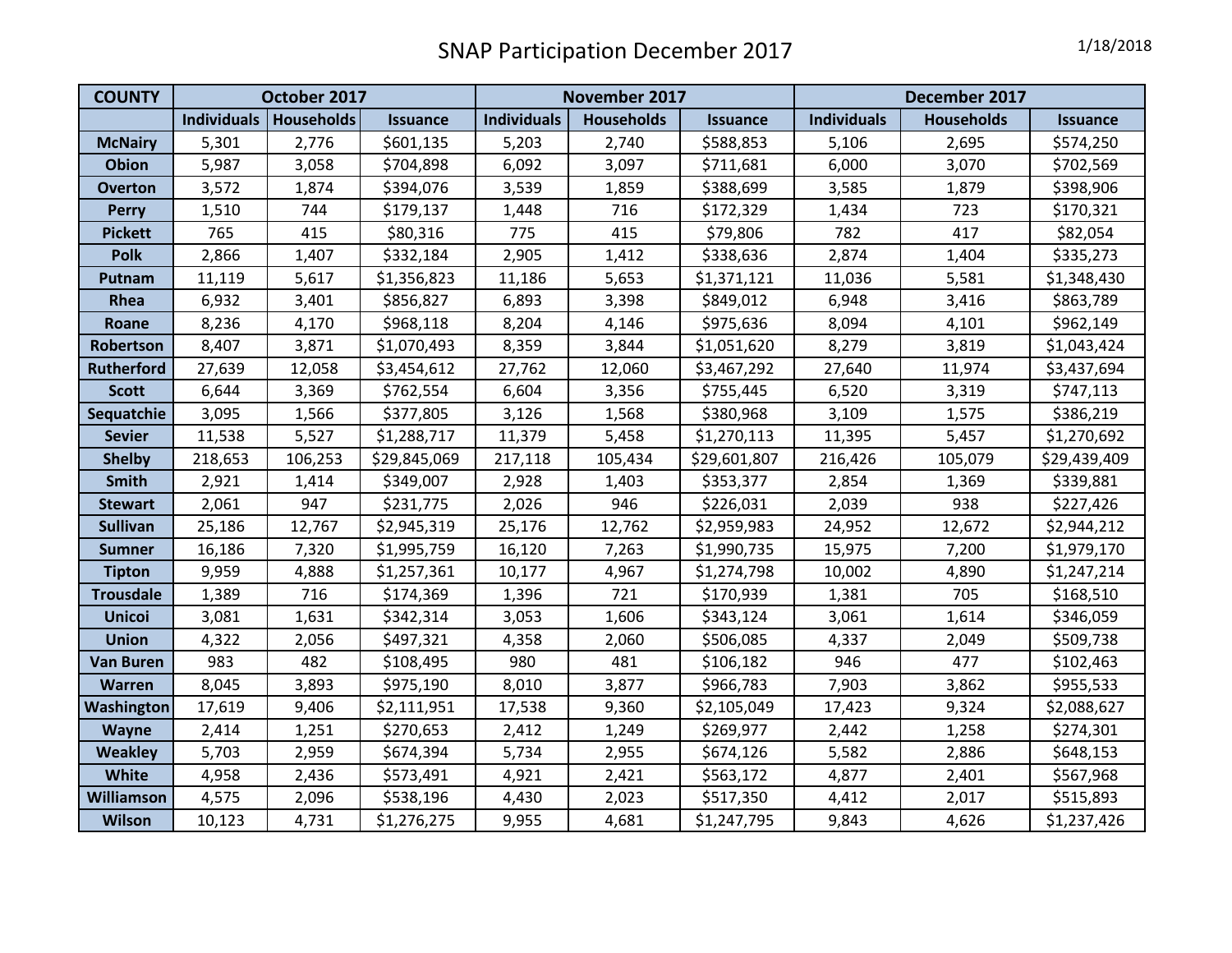# SNAP Participation December 2017

1/18/2018

| COUNTY | October 2017 | | | November 2017 | | | December 2017 | | |
|---|---|---|---|---|---|---|---|---|---|
| | Individuals | Households | Issuance | Individuals | Households | Issuance | Individuals | Households | Issuance |
| McNairy | 5,301 | 2,776 | $601,135 | 5,203 | 2,740 | $588,853 | 5,106 | 2,695 | $574,250 |
| Obion | 5,987 | 3,058 | $704,898 | 6,092 | 3,097 | $711,681 | 6,000 | 3,070 | $702,569 |
| Overton | 3,572 | 1,874 | $394,076 | 3,539 | 1,859 | $388,699 | 3,585 | 1,879 | $398,906 |
| Perry | 1,510 | 744 | $179,137 | 1,448 | 716 | $172,329 | 1,434 | 723 | $170,321 |
| Pickett | 765 | 415 | $80,316 | 775 | 415 | $79,806 | 782 | 417 | $82,054 |
| Polk | 2,866 | 1,407 | $332,184 | 2,905 | 1,412 | $338,636 | 2,874 | 1,404 | $335,273 |
| Putnam | 11,119 | 5,617 | $1,356,823 | 11,186 | 5,653 | $1,371,121 | 11,036 | 5,581 | $1,348,430 |
| Rhea | 6,932 | 3,401 | $856,827 | 6,893 | 3,398 | $849,012 | 6,948 | 3,416 | $863,789 |
| Roane | 8,236 | 4,170 | $968,118 | 8,204 | 4,146 | $975,636 | 8,094 | 4,101 | $962,149 |
| Robertson | 8,407 | 3,871 | $1,070,493 | 8,359 | 3,844 | $1,051,620 | 8,279 | 3,819 | $1,043,424 |
| Rutherford | 27,639 | 12,058 | $3,454,612 | 27,762 | 12,060 | $3,467,292 | 27,640 | 11,974 | $3,437,694 |
| Scott | 6,644 | 3,369 | $762,554 | 6,604 | 3,356 | $755,445 | 6,520 | 3,319 | $747,113 |
| Sequatchie | 3,095 | 1,566 | $377,805 | 3,126 | 1,568 | $380,968 | 3,109 | 1,575 | $386,219 |
| Sevier | 11,538 | 5,527 | $1,288,717 | 11,379 | 5,458 | $1,270,113 | 11,395 | 5,457 | $1,270,692 |
| Shelby | 218,653 | 106,253 | $29,845,069 | 217,118 | 105,434 | $29,601,807 | 216,426 | 105,079 | $29,439,409 |
| Smith | 2,921 | 1,414 | $349,007 | 2,928 | 1,403 | $353,377 | 2,854 | 1,369 | $339,881 |
| Stewart | 2,061 | 947 | $231,775 | 2,026 | 946 | $226,031 | 2,039 | 938 | $227,426 |
| Sullivan | 25,186 | 12,767 | $2,945,319 | 25,176 | 12,762 | $2,959,983 | 24,952 | 12,672 | $2,944,212 |
| Sumner | 16,186 | 7,320 | $1,995,759 | 16,120 | 7,263 | $1,990,735 | 15,975 | 7,200 | $1,979,170 |
| Tipton | 9,959 | 4,888 | $1,257,361 | 10,177 | 4,967 | $1,274,798 | 10,002 | 4,890 | $1,247,214 |
| Trousdale | 1,389 | 716 | $174,369 | 1,396 | 721 | $170,939 | 1,381 | 705 | $168,510 |
| Unicoi | 3,081 | 1,631 | $342,314 | 3,053 | 1,606 | $343,124 | 3,061 | 1,614 | $346,059 |
| Union | 4,322 | 2,056 | $497,321 | 4,358 | 2,060 | $506,085 | 4,337 | 2,049 | $509,738 |
| Van Buren | 983 | 482 | $108,495 | 980 | 481 | $106,182 | 946 | 477 | $102,463 |
| Warren | 8,045 | 3,893 | $975,190 | 8,010 | 3,877 | $966,783 | 7,903 | 3,862 | $955,533 |
| Washington | 17,619 | 9,406 | $2,111,951 | 17,538 | 9,360 | $2,105,049 | 17,423 | 9,324 | $2,088,627 |
| Wayne | 2,414 | 1,251 | $270,653 | 2,412 | 1,249 | $269,977 | 2,442 | 1,258 | $274,301 |
| Weakley | 5,703 | 2,959 | $674,394 | 5,734 | 2,955 | $674,126 | 5,582 | 2,886 | $648,153 |
| White | 4,958 | 2,436 | $573,491 | 4,921 | 2,421 | $563,172 | 4,877 | 2,401 | $567,968 |
| Williamson | 4,575 | 2,096 | $538,196 | 4,430 | 2,023 | $517,350 | 4,412 | 2,017 | $515,893 |
| Wilson | 10,123 | 4,731 | $1,276,275 | 9,955 | 4,681 | $1,247,795 | 9,843 | 4,626 | $1,237,426 |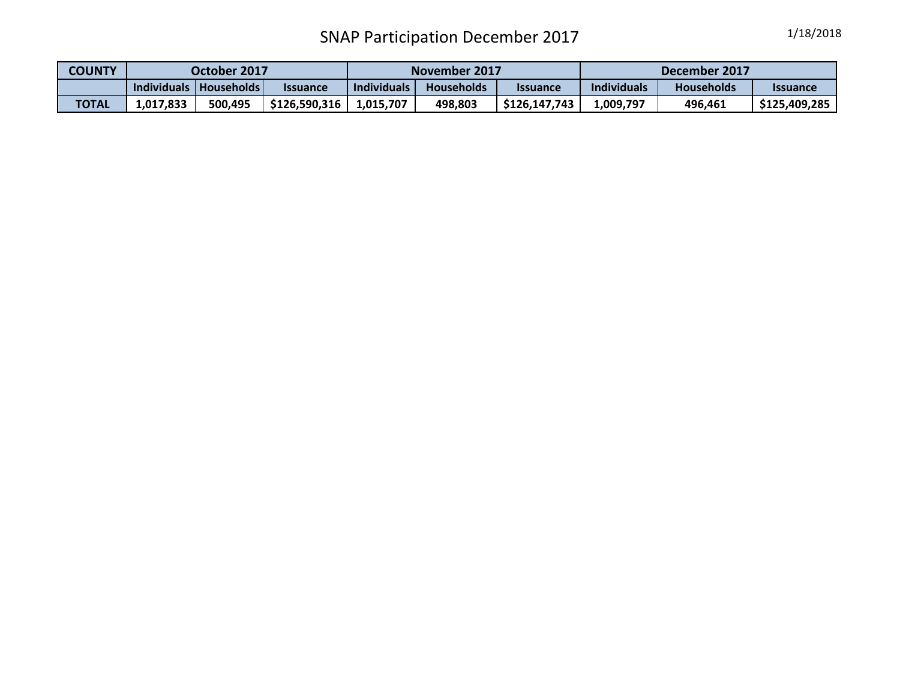# SNAP Participation December 2017

1/18/2018

| COUNTY | October 2017 | | | November 2017 | | | December 2017 | | |
|---|---|---|---|---|---|---|---|---|---|
| | Individuals | Households | Issuance | Individuals | Households | Issuance | Individuals | Households | Issuance |
| **TOTAL** | **1,017,833** | **500,495** | **$126,590,316** | **1,015,707** | **498,803** | **$126,147,743** | **1,009,797** | **496,461** | **$125,409,285** |